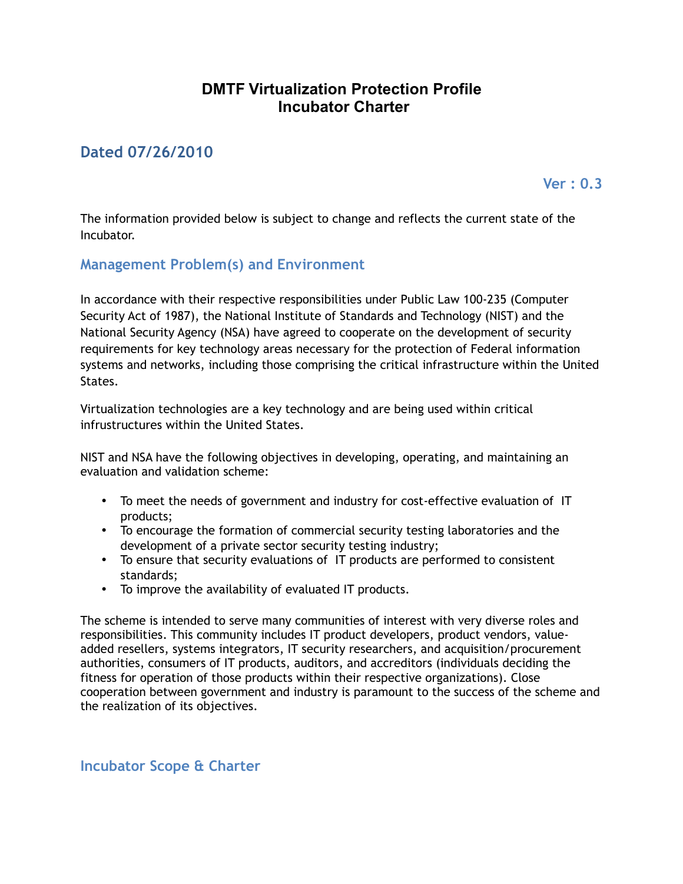# DMTF Virtualization Protection Profile
# Incubator Charter

## Dated 07/26/2010

Ver : 0.3

The information provided below is subject to change and reflects the current state of the Incubator.

## Management Problem(s) and Environment

In accordance with their respective responsibilities under Public Law 100-235 (Computer Security Act of 1987), the National Institute of Standards and Technology (NIST) and the National Security Agency (NSA) have agreed to cooperate on the development of security requirements for key technology areas necessary for the protection of Federal information systems and networks, including those comprising the critical infrastructure within the United States.

Virtualization technologies are a key technology and are being used within critical infrustructures within the United States.

NIST and NSA have the following objectives in developing, operating, and maintaining an evaluation and validation scheme:

- To meet the needs of government and industry for cost-effective evaluation of IT products;
- To encourage the formation of commercial security testing laboratories and the development of a private sector security testing industry;
- To ensure that security evaluations of IT products are performed to consistent standards;
- To improve the availability of evaluated IT products.

The scheme is intended to serve many communities of interest with very diverse roles and responsibilities. This community includes IT product developers, product vendors, value-added resellers, systems integrators, IT security researchers, and acquisition/procurement authorities, consumers of IT products, auditors, and accreditors (individuals deciding the fitness for operation of those products within their respective organizations). Close cooperation between government and industry is paramount to the success of the scheme and the realization of its objectives.

## Incubator Scope & Charter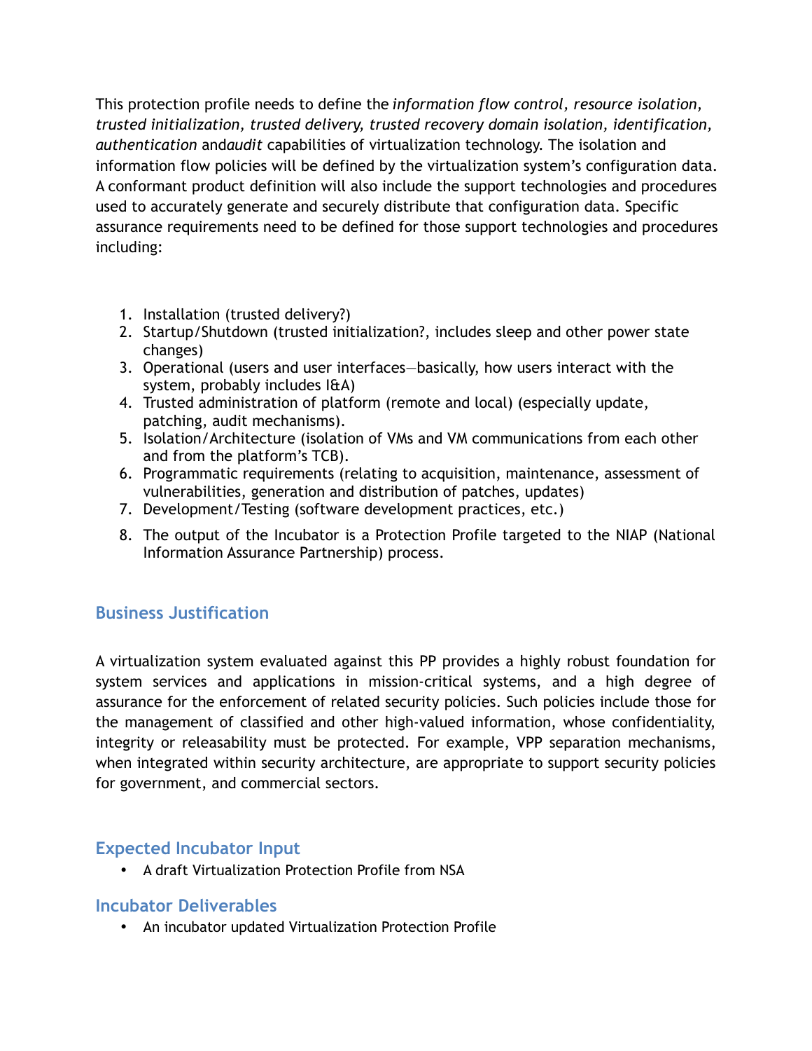This protection profile needs to define the *information flow control, resource isolation, trusted initialization, trusted delivery, trusted recovery domain isolation, identification, authentication* and*audit* capabilities of virtualization technology. The isolation and information flow policies will be defined by the virtualization system's configuration data. A conformant product definition will also include the support technologies and procedures used to accurately generate and securely distribute that configuration data. Specific assurance requirements need to be defined for those support technologies and procedures including:

1. Installation (trusted delivery?)
2. Startup/Shutdown (trusted initialization?, includes sleep and other power state changes)
3. Operational (users and user interfaces—basically, how users interact with the system, probably includes I&A)
4. Trusted administration of platform (remote and local) (especially update, patching, audit mechanisms).
5. Isolation/Architecture (isolation of VMs and VM communications from each other and from the platform's TCB).
6. Programmatic requirements (relating to acquisition, maintenance, assessment of vulnerabilities, generation and distribution of patches, updates)
7. Development/Testing (software development practices, etc.)
8. The output of the Incubator is a Protection Profile targeted to the NIAP (National Information Assurance Partnership) process.

## Business Justification

A virtualization system evaluated against this PP provides a highly robust foundation for system services and applications in mission-critical systems, and a high degree of assurance for the enforcement of related security policies. Such policies include those for the management of classified and other high-valued information, whose confidentiality, integrity or releasability must be protected. For example, VPP separation mechanisms, when integrated within security architecture, are appropriate to support security policies for government, and commercial sectors.

## Expected Incubator Input

- A draft Virtualization Protection Profile from NSA

## Incubator Deliverables

- An incubator updated Virtualization Protection Profile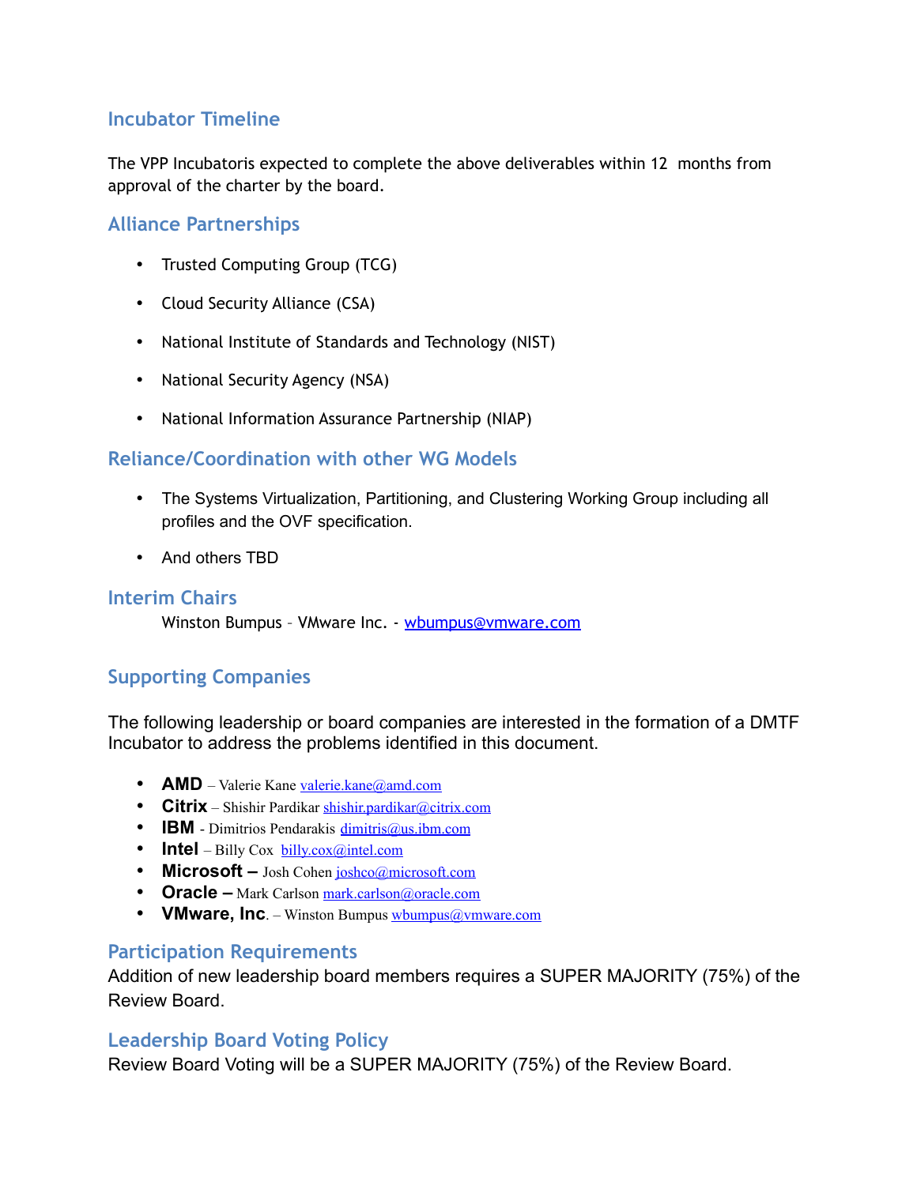## Incubator Timeline

The VPP Incubatoris expected to complete the above deliverables within 12 months from approval of the charter by the board.

## Alliance Partnerships

- Trusted Computing Group (TCG)
- Cloud Security Alliance (CSA)
- National Institute of Standards and Technology (NIST)
- National Security Agency (NSA)
- National Information Assurance Partnership (NIAP)

## Reliance/Coordination with other WG Models

- The Systems Virtualization, Partitioning, and Clustering Working Group including all profiles and the OVF specification.
- And others TBD

## Interim Chairs

Winston Bumpus – VMware Inc. - wbumpus@vmware.com

## Supporting Companies

The following leadership or board companies are interested in the formation of a DMTF Incubator to address the problems identified in this document.

- **AMD** – Valerie Kane valerie.kane@amd.com
- **Citrix** – Shishir Pardikar shishir.pardikar@citrix.com
- **IBM** - Dimitrios Pendarakis dimitris@us.ibm.com
- **Intel** – Billy Cox billy.cox@intel.com
- **Microsoft –** Josh Cohen joshco@microsoft.com
- **Oracle –** Mark Carlson mark.carlson@oracle.com
- **VMware, Inc**. – Winston Bumpus wbumpus@vmware.com

## Participation Requirements

Addition of new leadership board members requires a SUPER MAJORITY (75%) of the Review Board.

## Leadership Board Voting Policy

Review Board Voting will be a SUPER MAJORITY (75%) of the Review Board.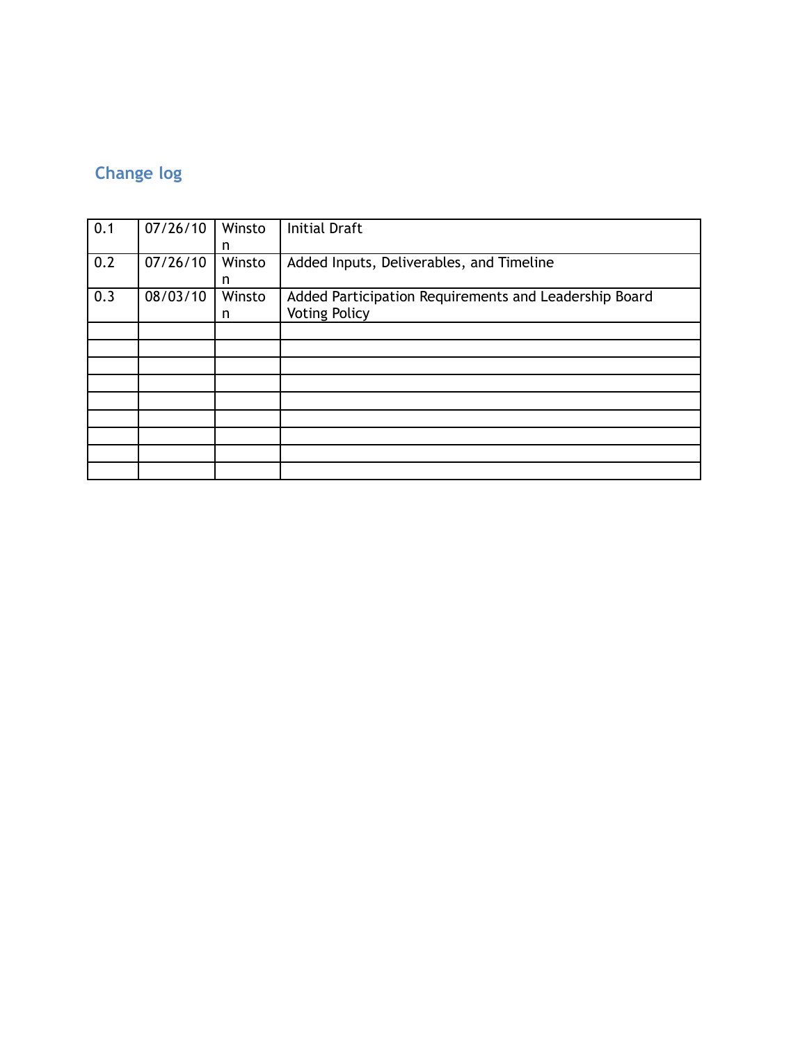## Change log

| | | | |
|---|---|---|---|
| 0.1 | 07/26/10 | Winston | Initial Draft |
| 0.2 | 07/26/10 | Winston | Added Inputs, Deliverables, and Timeline |
| 0.3 | 08/03/10 | Winston | Added Participation Requirements and Leadership Board Voting Policy |
| | | | |
| | | | |
| | | | |
| | | | |
| | | | |
| | | | |
| | | | |
| | | | |
| | | | |